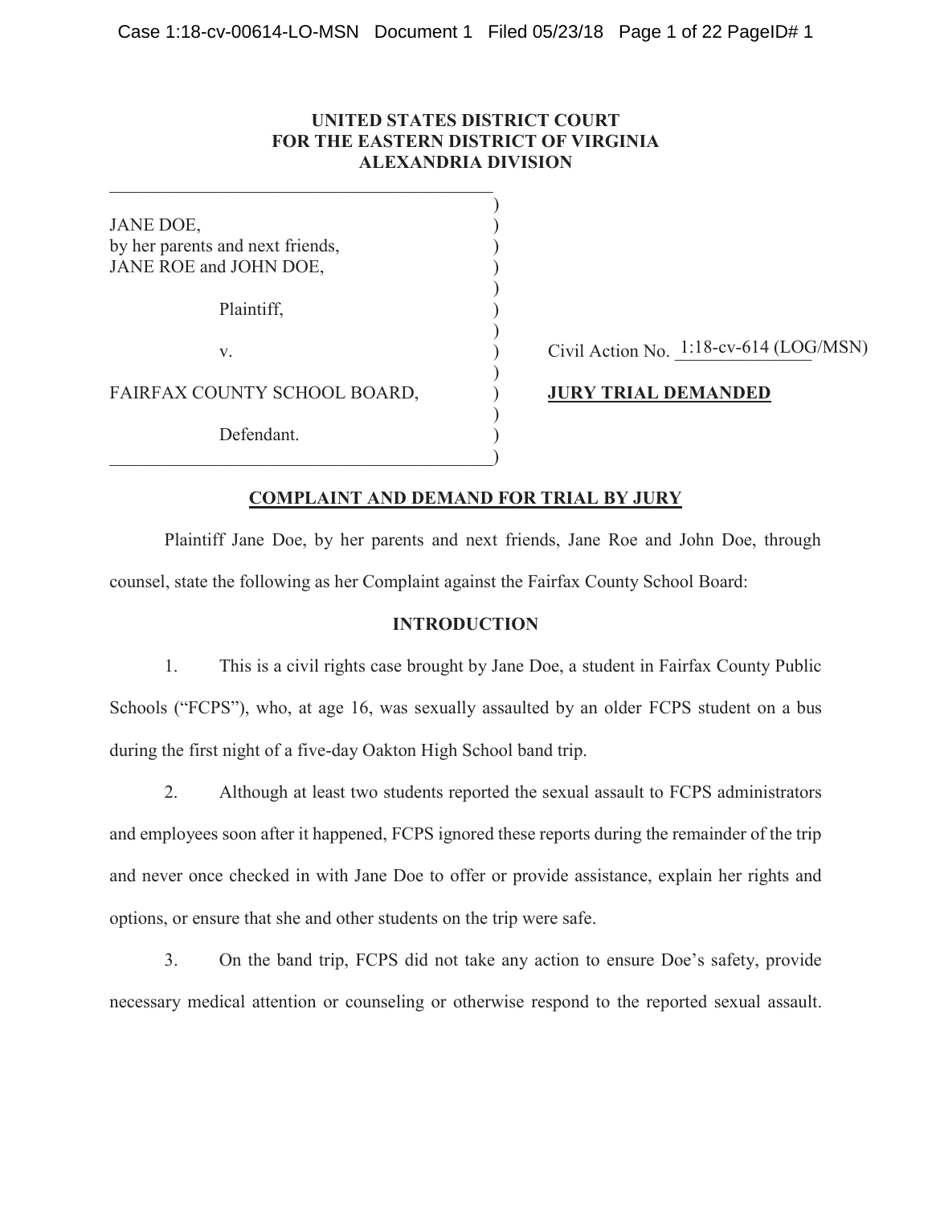**UNITED STATES DISTRICT COURT**
**FOR THE EASTERN DISTRICT OF VIRGINIA**
**ALEXANDRIA DIVISION**

JANE DOE,
by her parents and next friends,
JANE ROE and JOHN DOE,

Plaintiff,

v.

FAIRFAX COUNTY SCHOOL BOARD,

Defendant.

Civil Action No. 1:18-cv-614 (LOG/MSN)

**JURY TRIAL DEMANDED**

**COMPLAINT AND DEMAND FOR TRIAL BY JURY**

Plaintiff Jane Doe, by her parents and next friends, Jane Roe and John Doe, through counsel, state the following as her Complaint against the Fairfax County School Board:

**INTRODUCTION**

1. This is a civil rights case brought by Jane Doe, a student in Fairfax County Public Schools ("FCPS"), who, at age 16, was sexually assaulted by an older FCPS student on a bus during the first night of a five-day Oakton High School band trip.

2. Although at least two students reported the sexual assault to FCPS administrators and employees soon after it happened, FCPS ignored these reports during the remainder of the trip and never once checked in with Jane Doe to offer or provide assistance, explain her rights and options, or ensure that she and other students on the trip were safe.

3. On the band trip, FCPS did not take any action to ensure Doe's safety, provide necessary medical attention or counseling or otherwise respond to the reported sexual assault.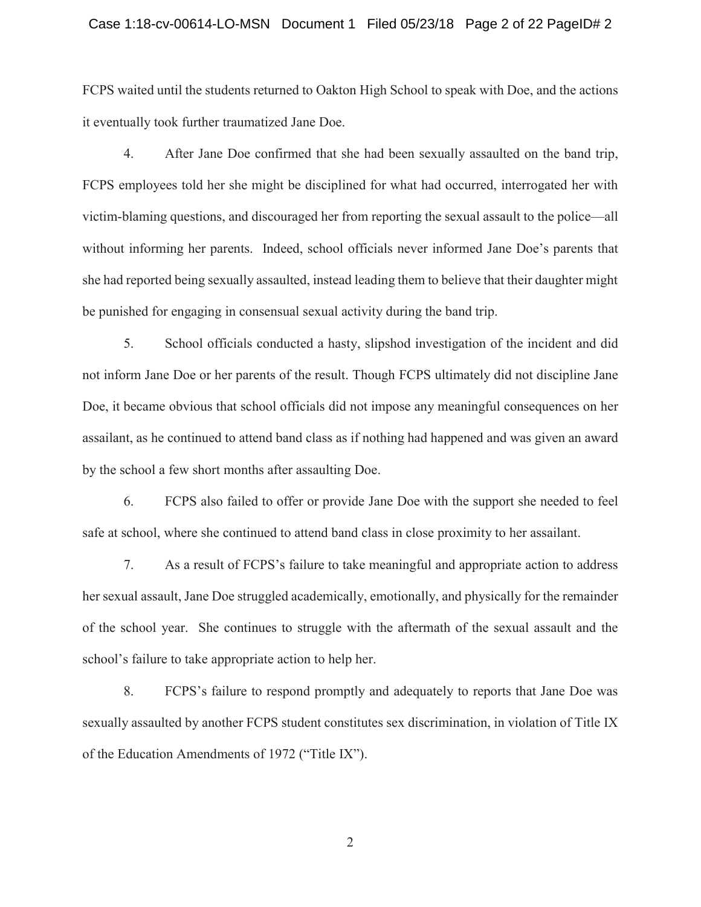FCPS waited until the students returned to Oakton High School to speak with Doe, and the actions it eventually took further traumatized Jane Doe.

4. After Jane Doe confirmed that she had been sexually assaulted on the band trip, FCPS employees told her she might be disciplined for what had occurred, interrogated her with victim-blaming questions, and discouraged her from reporting the sexual assault to the police—all without informing her parents. Indeed, school officials never informed Jane Doe's parents that she had reported being sexually assaulted, instead leading them to believe that their daughter might be punished for engaging in consensual sexual activity during the band trip.

5. School officials conducted a hasty, slipshod investigation of the incident and did not inform Jane Doe or her parents of the result. Though FCPS ultimately did not discipline Jane Doe, it became obvious that school officials did not impose any meaningful consequences on her assailant, as he continued to attend band class as if nothing had happened and was given an award by the school a few short months after assaulting Doe.

6. FCPS also failed to offer or provide Jane Doe with the support she needed to feel safe at school, where she continued to attend band class in close proximity to her assailant.

7. As a result of FCPS's failure to take meaningful and appropriate action to address her sexual assault, Jane Doe struggled academically, emotionally, and physically for the remainder of the school year. She continues to struggle with the aftermath of the sexual assault and the school's failure to take appropriate action to help her.

8. FCPS's failure to respond promptly and adequately to reports that Jane Doe was sexually assaulted by another FCPS student constitutes sex discrimination, in violation of Title IX of the Education Amendments of 1972 ("Title IX").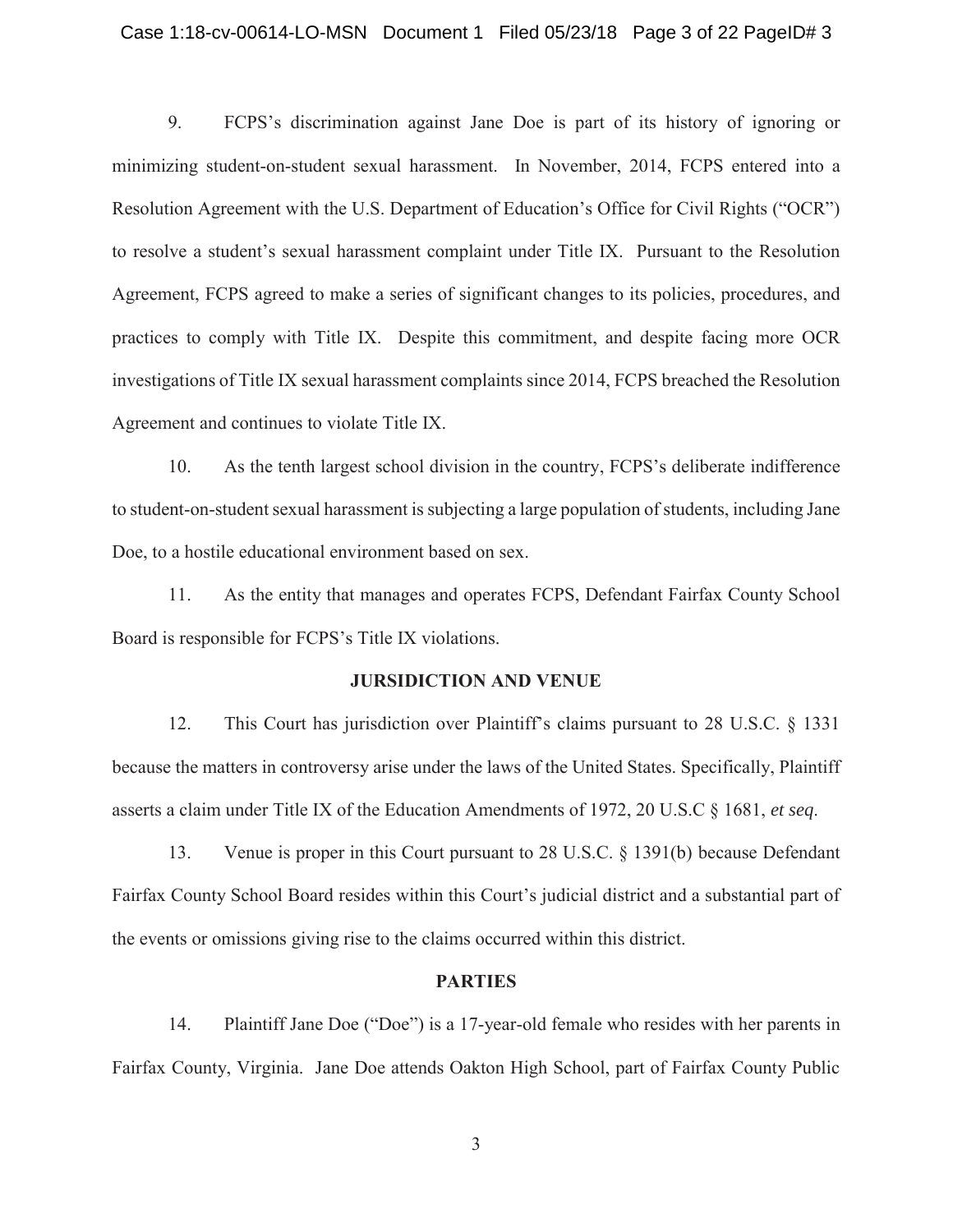9. FCPS's discrimination against Jane Doe is part of its history of ignoring or minimizing student-on-student sexual harassment. In November, 2014, FCPS entered into a Resolution Agreement with the U.S. Department of Education's Office for Civil Rights ("OCR") to resolve a student's sexual harassment complaint under Title IX. Pursuant to the Resolution Agreement, FCPS agreed to make a series of significant changes to its policies, procedures, and practices to comply with Title IX. Despite this commitment, and despite facing more OCR investigations of Title IX sexual harassment complaints since 2014, FCPS breached the Resolution Agreement and continues to violate Title IX.

10. As the tenth largest school division in the country, FCPS's deliberate indifference to student-on-student sexual harassment is subjecting a large population of students, including Jane Doe, to a hostile educational environment based on sex.

11. As the entity that manages and operates FCPS, Defendant Fairfax County School Board is responsible for FCPS's Title IX violations.

**JURSIDICTION AND VENUE**

12. This Court has jurisdiction over Plaintiff's claims pursuant to 28 U.S.C. § 1331 because the matters in controversy arise under the laws of the United States. Specifically, Plaintiff asserts a claim under Title IX of the Education Amendments of 1972, 20 U.S.C § 1681, *et seq*.

13. Venue is proper in this Court pursuant to 28 U.S.C. § 1391(b) because Defendant Fairfax County School Board resides within this Court's judicial district and a substantial part of the events or omissions giving rise to the claims occurred within this district.

**PARTIES**

14. Plaintiff Jane Doe ("Doe") is a 17-year-old female who resides with her parents in Fairfax County, Virginia. Jane Doe attends Oakton High School, part of Fairfax County Public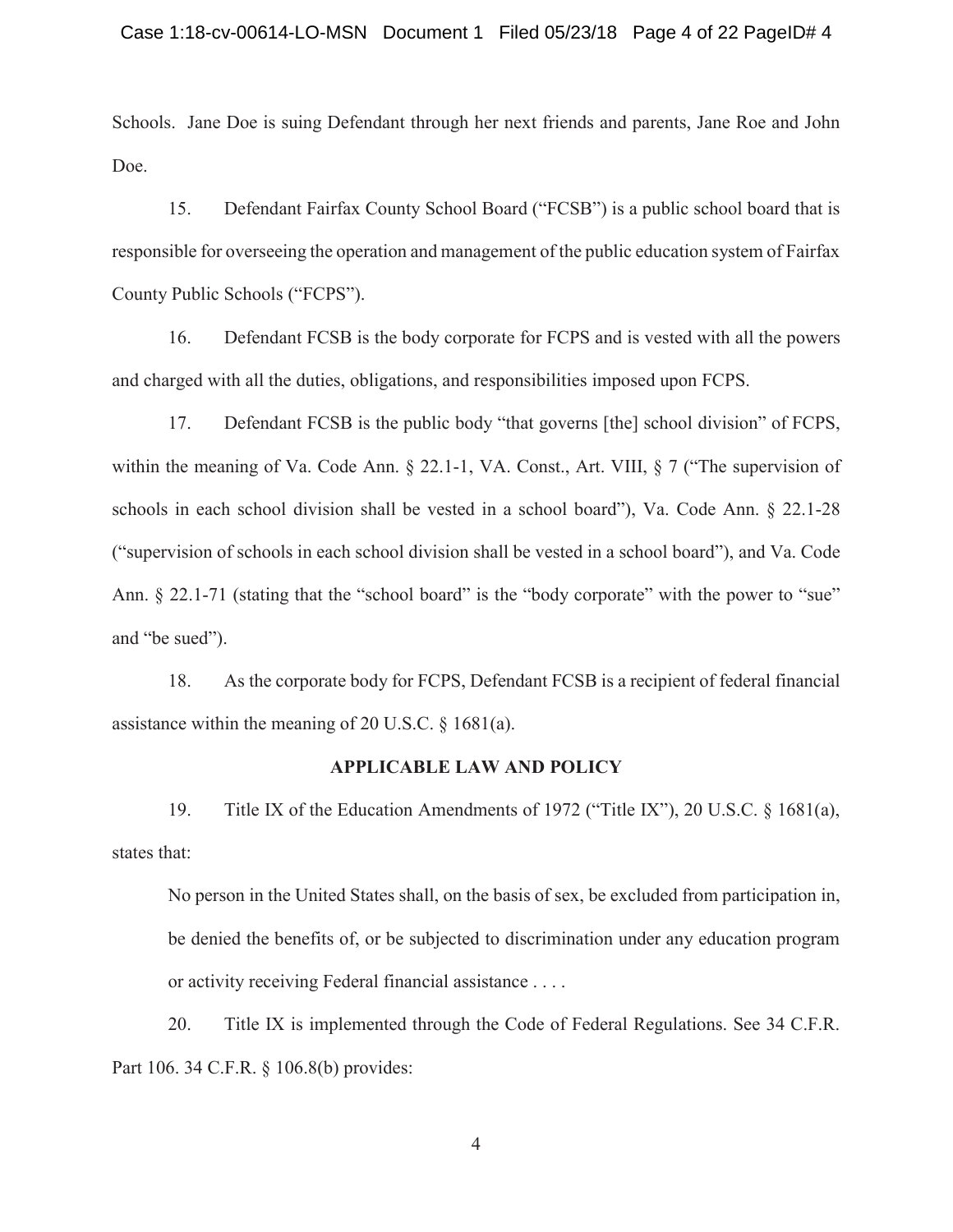Schools. Jane Doe is suing Defendant through her next friends and parents, Jane Roe and John Doe.

15. Defendant Fairfax County School Board ("FCSB") is a public school board that is responsible for overseeing the operation and management of the public education system of Fairfax County Public Schools ("FCPS").

16. Defendant FCSB is the body corporate for FCPS and is vested with all the powers and charged with all the duties, obligations, and responsibilities imposed upon FCPS.

17. Defendant FCSB is the public body "that governs [the] school division" of FCPS, within the meaning of Va. Code Ann. § 22.1-1, VA. Const., Art. VIII, § 7 ("The supervision of schools in each school division shall be vested in a school board"), Va. Code Ann. § 22.1-28 ("supervision of schools in each school division shall be vested in a school board"), and Va. Code Ann. § 22.1-71 (stating that the "school board" is the "body corporate" with the power to "sue" and "be sued").

18. As the corporate body for FCPS, Defendant FCSB is a recipient of federal financial assistance within the meaning of 20 U.S.C. § 1681(a).

## APPLICABLE LAW AND POLICY

19. Title IX of the Education Amendments of 1972 ("Title IX"), 20 U.S.C. § 1681(a), states that:

> No person in the United States shall, on the basis of sex, be excluded from participation in, be denied the benefits of, or be subjected to discrimination under any education program or activity receiving Federal financial assistance . . . .

20. Title IX is implemented through the Code of Federal Regulations. See 34 C.F.R. Part 106. 34 C.F.R. § 106.8(b) provides: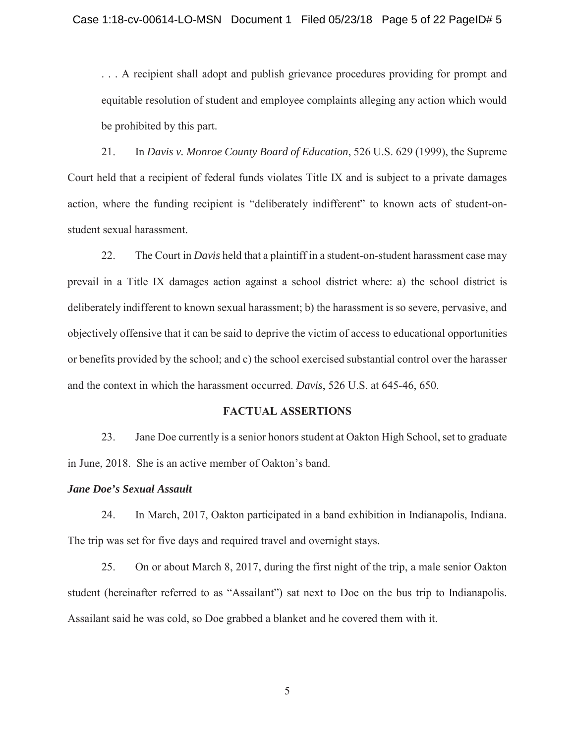. . . A recipient shall adopt and publish grievance procedures providing for prompt and equitable resolution of student and employee complaints alleging any action which would be prohibited by this part.

21. In *Davis v. Monroe County Board of Education*, 526 U.S. 629 (1999), the Supreme Court held that a recipient of federal funds violates Title IX and is subject to a private damages action, where the funding recipient is "deliberately indifferent" to known acts of student-on-student sexual harassment.

22. The Court in *Davis* held that a plaintiff in a student-on-student harassment case may prevail in a Title IX damages action against a school district where: a) the school district is deliberately indifferent to known sexual harassment; b) the harassment is so severe, pervasive, and objectively offensive that it can be said to deprive the victim of access to educational opportunities or benefits provided by the school; and c) the school exercised substantial control over the harasser and the context in which the harassment occurred. *Davis*, 526 U.S. at 645-46, 650.

## FACTUAL ASSERTIONS

23. Jane Doe currently is a senior honors student at Oakton High School, set to graduate in June, 2018. She is an active member of Oakton's band.

### *Jane Doe's Sexual Assault*

24. In March, 2017, Oakton participated in a band exhibition in Indianapolis, Indiana. The trip was set for five days and required travel and overnight stays.

25. On or about March 8, 2017, during the first night of the trip, a male senior Oakton student (hereinafter referred to as "Assailant") sat next to Doe on the bus trip to Indianapolis. Assailant said he was cold, so Doe grabbed a blanket and he covered them with it.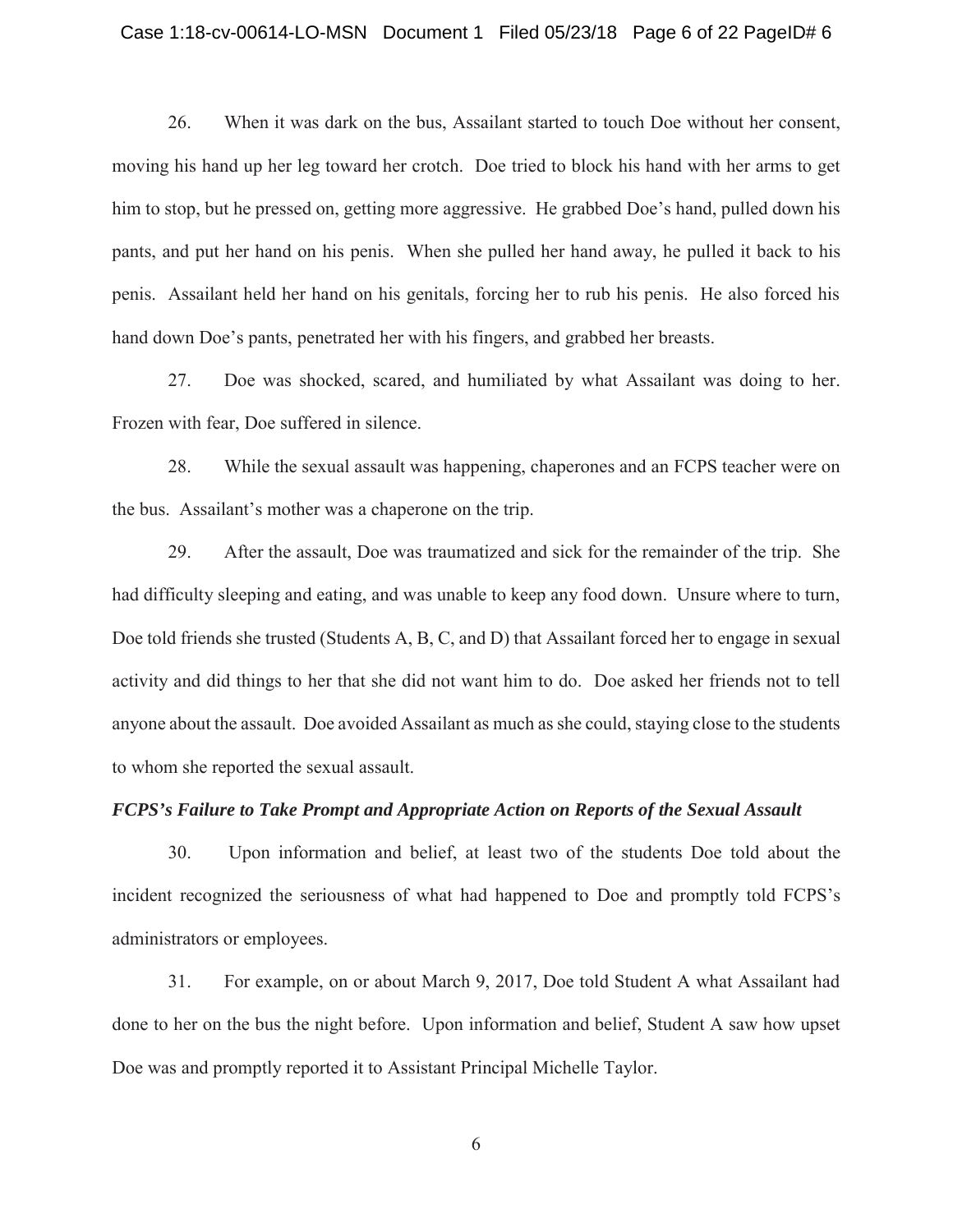26. When it was dark on the bus, Assailant started to touch Doe without her consent, moving his hand up her leg toward her crotch. Doe tried to block his hand with her arms to get him to stop, but he pressed on, getting more aggressive. He grabbed Doe's hand, pulled down his pants, and put her hand on his penis. When she pulled her hand away, he pulled it back to his penis. Assailant held her hand on his genitals, forcing her to rub his penis. He also forced his hand down Doe's pants, penetrated her with his fingers, and grabbed her breasts.

27. Doe was shocked, scared, and humiliated by what Assailant was doing to her. Frozen with fear, Doe suffered in silence.

28. While the sexual assault was happening, chaperones and an FCPS teacher were on the bus. Assailant's mother was a chaperone on the trip.

29. After the assault, Doe was traumatized and sick for the remainder of the trip. She had difficulty sleeping and eating, and was unable to keep any food down. Unsure where to turn, Doe told friends she trusted (Students A, B, C, and D) that Assailant forced her to engage in sexual activity and did things to her that she did not want him to do. Doe asked her friends not to tell anyone about the assault. Doe avoided Assailant as much as she could, staying close to the students to whom she reported the sexual assault.

***FCPS's Failure to Take Prompt and Appropriate Action on Reports of the Sexual Assault***

30. Upon information and belief, at least two of the students Doe told about the incident recognized the seriousness of what had happened to Doe and promptly told FCPS's administrators or employees.

31. For example, on or about March 9, 2017, Doe told Student A what Assailant had done to her on the bus the night before. Upon information and belief, Student A saw how upset Doe was and promptly reported it to Assistant Principal Michelle Taylor.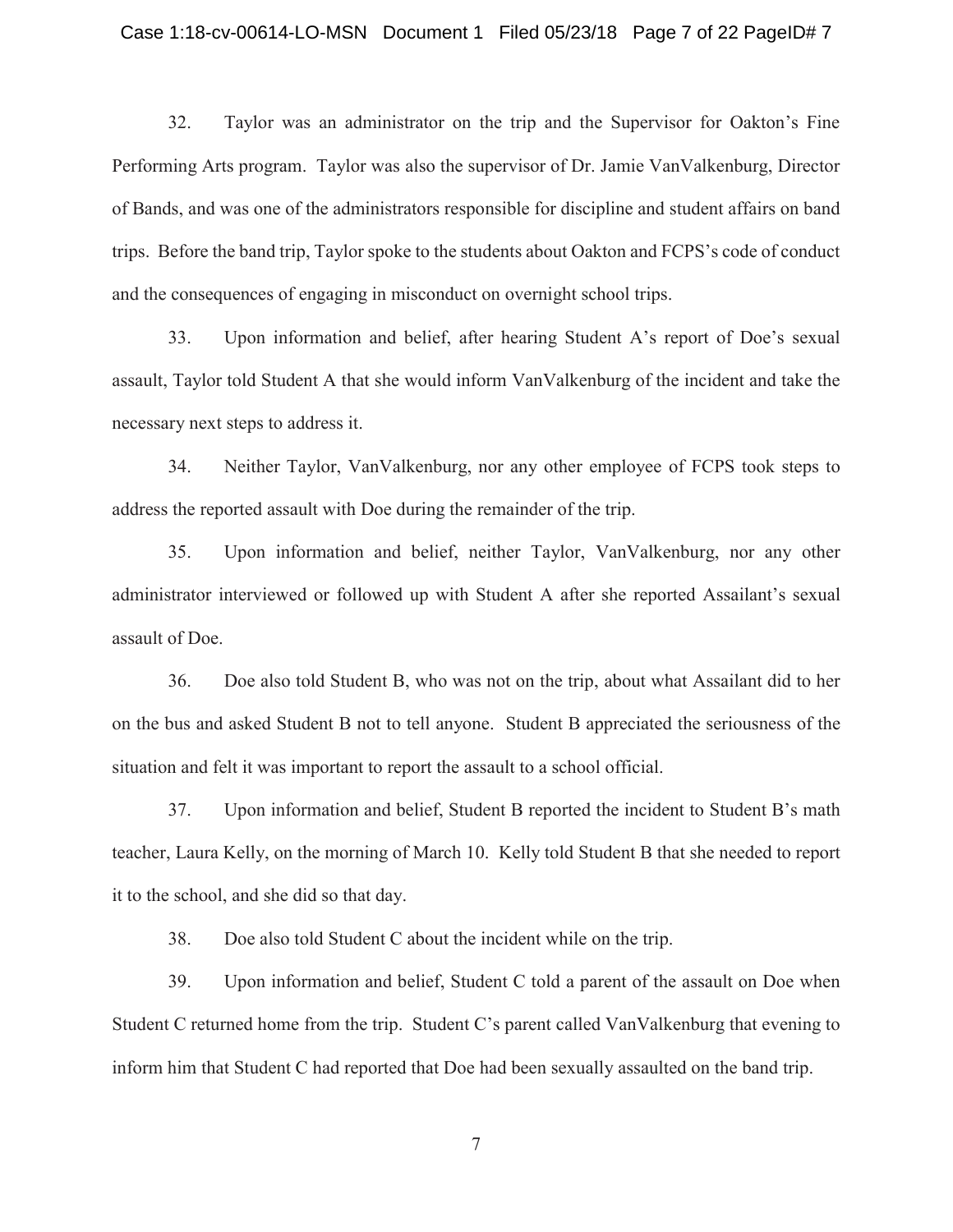32. Taylor was an administrator on the trip and the Supervisor for Oakton's Fine Performing Arts program. Taylor was also the supervisor of Dr. Jamie VanValkenburg, Director of Bands, and was one of the administrators responsible for discipline and student affairs on band trips. Before the band trip, Taylor spoke to the students about Oakton and FCPS's code of conduct and the consequences of engaging in misconduct on overnight school trips.

33. Upon information and belief, after hearing Student A's report of Doe's sexual assault, Taylor told Student A that she would inform VanValkenburg of the incident and take the necessary next steps to address it.

34. Neither Taylor, VanValkenburg, nor any other employee of FCPS took steps to address the reported assault with Doe during the remainder of the trip.

35. Upon information and belief, neither Taylor, VanValkenburg, nor any other administrator interviewed or followed up with Student A after she reported Assailant's sexual assault of Doe.

36. Doe also told Student B, who was not on the trip, about what Assailant did to her on the bus and asked Student B not to tell anyone. Student B appreciated the seriousness of the situation and felt it was important to report the assault to a school official.

37. Upon information and belief, Student B reported the incident to Student B's math teacher, Laura Kelly, on the morning of March 10. Kelly told Student B that she needed to report it to the school, and she did so that day.

38. Doe also told Student C about the incident while on the trip.

39. Upon information and belief, Student C told a parent of the assault on Doe when Student C returned home from the trip. Student C's parent called VanValkenburg that evening to inform him that Student C had reported that Doe had been sexually assaulted on the band trip.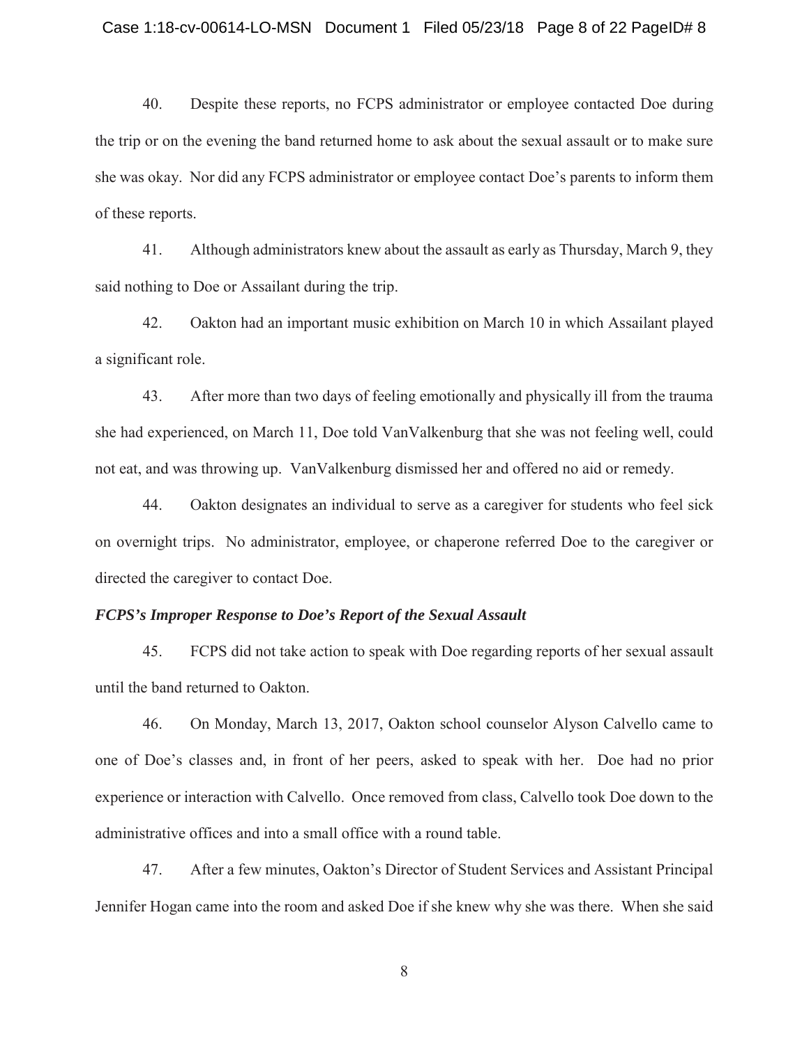40. Despite these reports, no FCPS administrator or employee contacted Doe during the trip or on the evening the band returned home to ask about the sexual assault or to make sure she was okay. Nor did any FCPS administrator or employee contact Doe's parents to inform them of these reports.

41. Although administrators knew about the assault as early as Thursday, March 9, they said nothing to Doe or Assailant during the trip.

42. Oakton had an important music exhibition on March 10 in which Assailant played a significant role.

43. After more than two days of feeling emotionally and physically ill from the trauma she had experienced, on March 11, Doe told VanValkenburg that she was not feeling well, could not eat, and was throwing up. VanValkenburg dismissed her and offered no aid or remedy.

44. Oakton designates an individual to serve as a caregiver for students who feel sick on overnight trips. No administrator, employee, or chaperone referred Doe to the caregiver or directed the caregiver to contact Doe.

***FCPS's Improper Response to Doe's Report of the Sexual Assault***

45. FCPS did not take action to speak with Doe regarding reports of her sexual assault until the band returned to Oakton.

46. On Monday, March 13, 2017, Oakton school counselor Alyson Calvello came to one of Doe's classes and, in front of her peers, asked to speak with her. Doe had no prior experience or interaction with Calvello. Once removed from class, Calvello took Doe down to the administrative offices and into a small office with a round table.

47. After a few minutes, Oakton's Director of Student Services and Assistant Principal Jennifer Hogan came into the room and asked Doe if she knew why she was there. When she said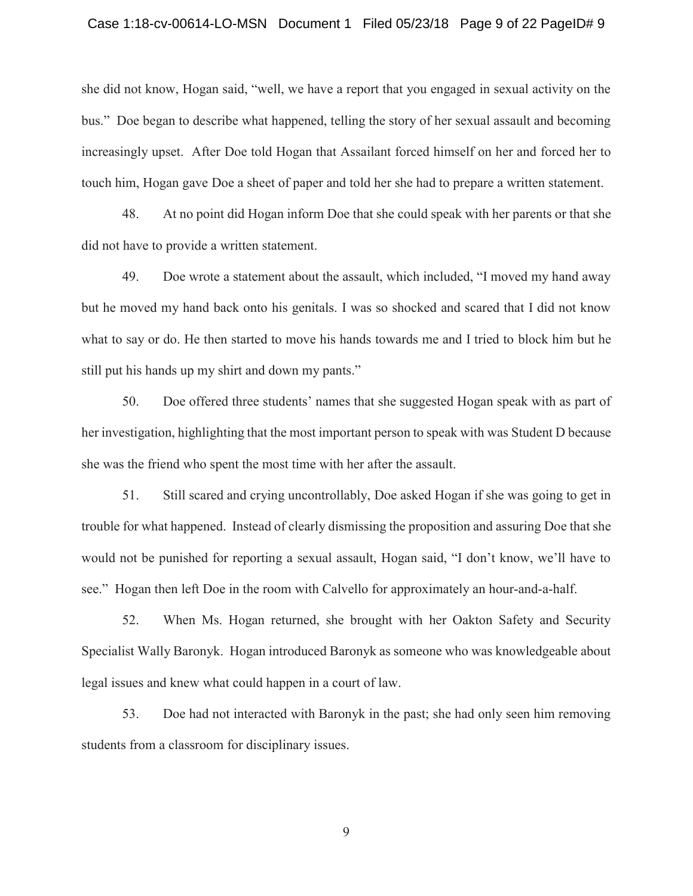she did not know, Hogan said, "well, we have a report that you engaged in sexual activity on the bus." Doe began to describe what happened, telling the story of her sexual assault and becoming increasingly upset. After Doe told Hogan that Assailant forced himself on her and forced her to touch him, Hogan gave Doe a sheet of paper and told her she had to prepare a written statement.

48. At no point did Hogan inform Doe that she could speak with her parents or that she did not have to provide a written statement.

49. Doe wrote a statement about the assault, which included, "I moved my hand away but he moved my hand back onto his genitals. I was so shocked and scared that I did not know what to say or do. He then started to move his hands towards me and I tried to block him but he still put his hands up my shirt and down my pants."

50. Doe offered three students' names that she suggested Hogan speak with as part of her investigation, highlighting that the most important person to speak with was Student D because she was the friend who spent the most time with her after the assault.

51. Still scared and crying uncontrollably, Doe asked Hogan if she was going to get in trouble for what happened. Instead of clearly dismissing the proposition and assuring Doe that she would not be punished for reporting a sexual assault, Hogan said, "I don't know, we'll have to see." Hogan then left Doe in the room with Calvello for approximately an hour-and-a-half.

52. When Ms. Hogan returned, she brought with her Oakton Safety and Security Specialist Wally Baronyk. Hogan introduced Baronyk as someone who was knowledgeable about legal issues and knew what could happen in a court of law.

53. Doe had not interacted with Baronyk in the past; she had only seen him removing students from a classroom for disciplinary issues.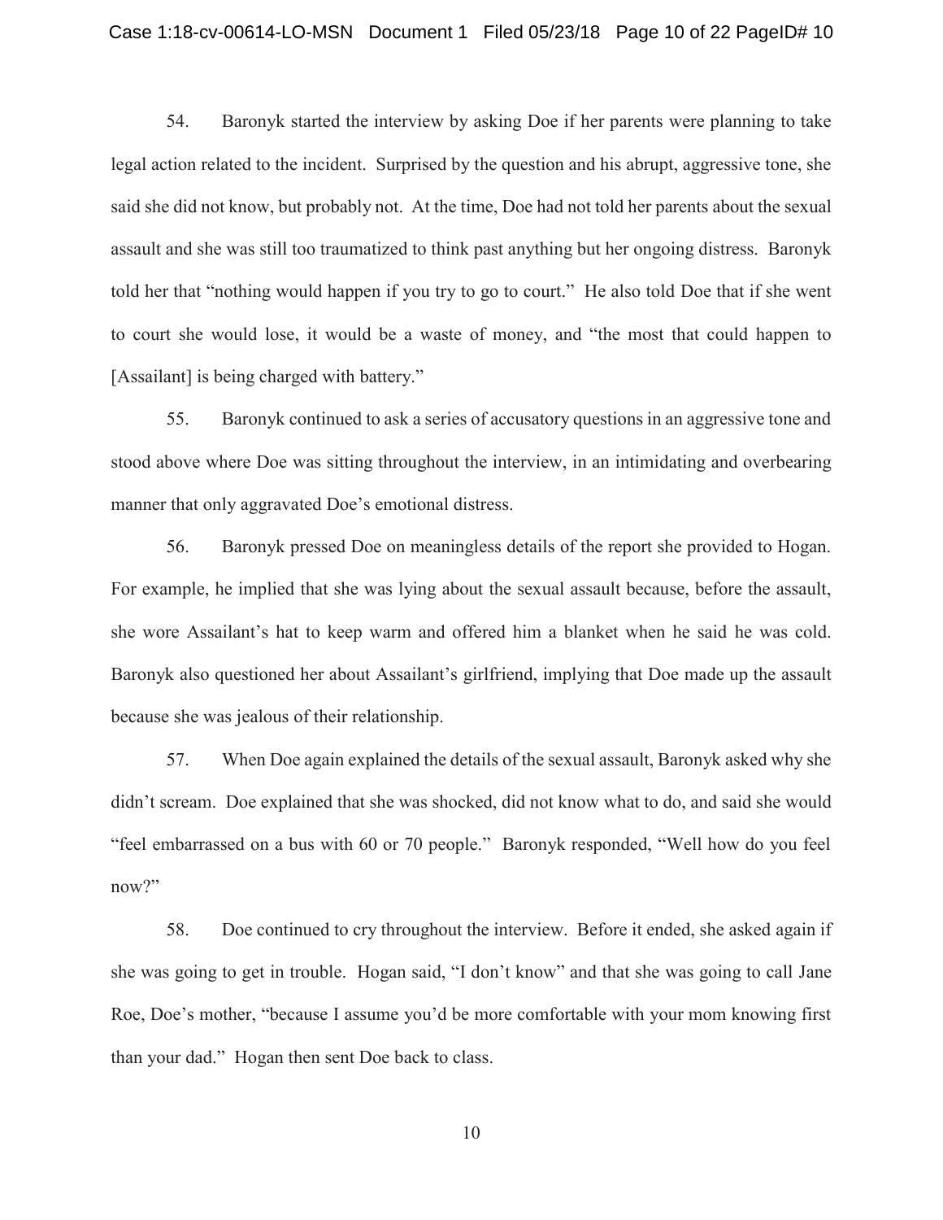54. Baronyk started the interview by asking Doe if her parents were planning to take legal action related to the incident. Surprised by the question and his abrupt, aggressive tone, she said she did not know, but probably not. At the time, Doe had not told her parents about the sexual assault and she was still too traumatized to think past anything but her ongoing distress. Baronyk told her that "nothing would happen if you try to go to court." He also told Doe that if she went to court she would lose, it would be a waste of money, and "the most that could happen to [Assailant] is being charged with battery."

55. Baronyk continued to ask a series of accusatory questions in an aggressive tone and stood above where Doe was sitting throughout the interview, in an intimidating and overbearing manner that only aggravated Doe's emotional distress.

56. Baronyk pressed Doe on meaningless details of the report she provided to Hogan. For example, he implied that she was lying about the sexual assault because, before the assault, she wore Assailant's hat to keep warm and offered him a blanket when he said he was cold. Baronyk also questioned her about Assailant's girlfriend, implying that Doe made up the assault because she was jealous of their relationship.

57. When Doe again explained the details of the sexual assault, Baronyk asked why she didn't scream. Doe explained that she was shocked, did not know what to do, and said she would "feel embarrassed on a bus with 60 or 70 people." Baronyk responded, "Well how do you feel now?"

58. Doe continued to cry throughout the interview. Before it ended, she asked again if she was going to get in trouble. Hogan said, "I don't know" and that she was going to call Jane Roe, Doe's mother, "because I assume you'd be more comfortable with your mom knowing first than your dad." Hogan then sent Doe back to class.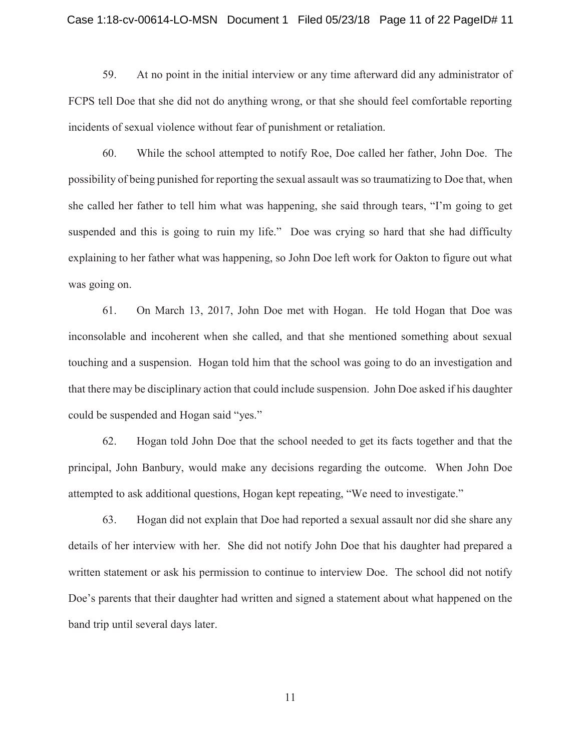59. At no point in the initial interview or any time afterward did any administrator of FCPS tell Doe that she did not do anything wrong, or that she should feel comfortable reporting incidents of sexual violence without fear of punishment or retaliation.

60. While the school attempted to notify Roe, Doe called her father, John Doe. The possibility of being punished for reporting the sexual assault was so traumatizing to Doe that, when she called her father to tell him what was happening, she said through tears, "I'm going to get suspended and this is going to ruin my life." Doe was crying so hard that she had difficulty explaining to her father what was happening, so John Doe left work for Oakton to figure out what was going on.

61. On March 13, 2017, John Doe met with Hogan. He told Hogan that Doe was inconsolable and incoherent when she called, and that she mentioned something about sexual touching and a suspension. Hogan told him that the school was going to do an investigation and that there may be disciplinary action that could include suspension. John Doe asked if his daughter could be suspended and Hogan said "yes."

62. Hogan told John Doe that the school needed to get its facts together and that the principal, John Banbury, would make any decisions regarding the outcome. When John Doe attempted to ask additional questions, Hogan kept repeating, "We need to investigate."

63. Hogan did not explain that Doe had reported a sexual assault nor did she share any details of her interview with her. She did not notify John Doe that his daughter had prepared a written statement or ask his permission to continue to interview Doe. The school did not notify Doe's parents that their daughter had written and signed a statement about what happened on the band trip until several days later.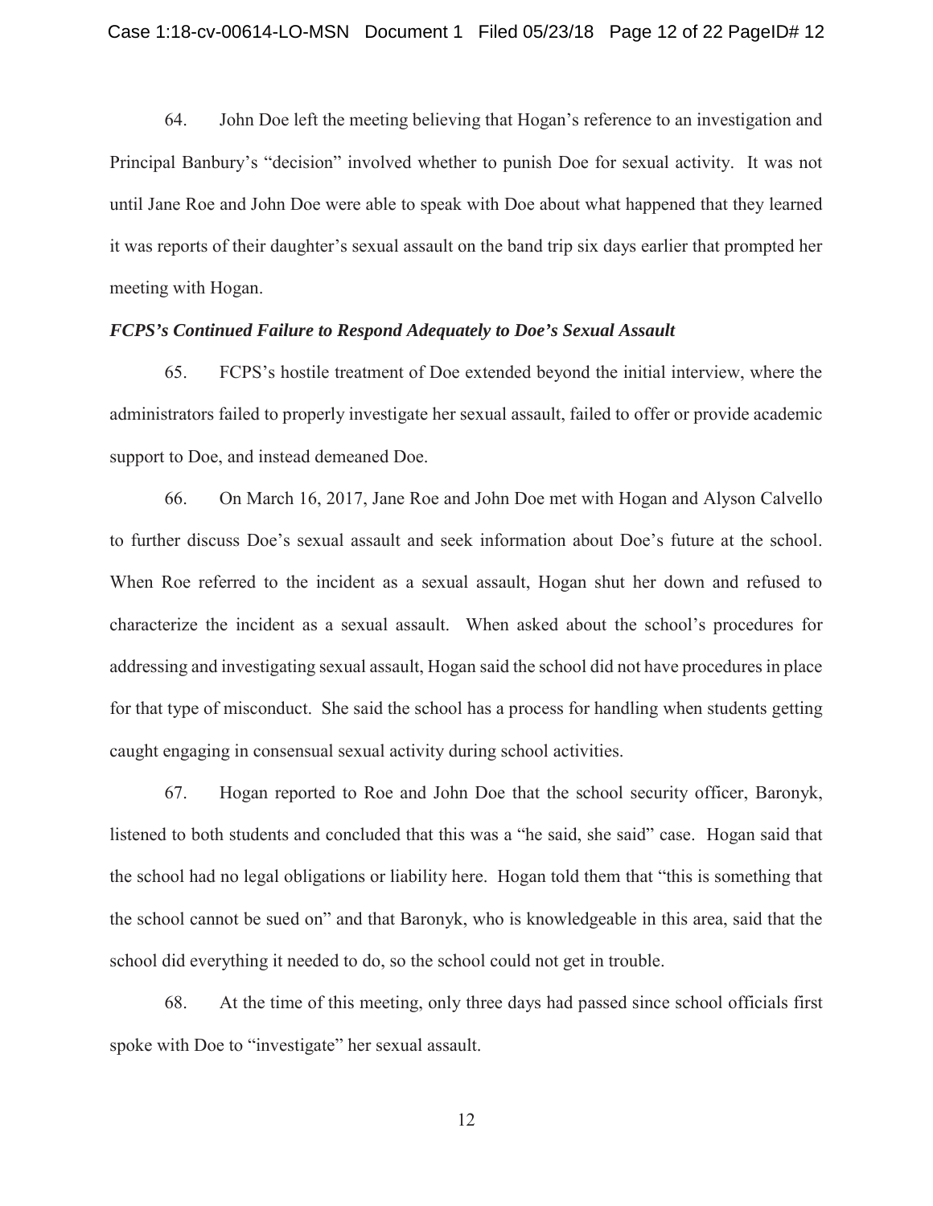64. John Doe left the meeting believing that Hogan's reference to an investigation and Principal Banbury's "decision" involved whether to punish Doe for sexual activity. It was not until Jane Roe and John Doe were able to speak with Doe about what happened that they learned it was reports of their daughter's sexual assault on the band trip six days earlier that prompted her meeting with Hogan.

***FCPS's Continued Failure to Respond Adequately to Doe's Sexual Assault***

65. FCPS's hostile treatment of Doe extended beyond the initial interview, where the administrators failed to properly investigate her sexual assault, failed to offer or provide academic support to Doe, and instead demeaned Doe.

66. On March 16, 2017, Jane Roe and John Doe met with Hogan and Alyson Calvello to further discuss Doe's sexual assault and seek information about Doe's future at the school. When Roe referred to the incident as a sexual assault, Hogan shut her down and refused to characterize the incident as a sexual assault. When asked about the school's procedures for addressing and investigating sexual assault, Hogan said the school did not have procedures in place for that type of misconduct. She said the school has a process for handling when students getting caught engaging in consensual sexual activity during school activities.

67. Hogan reported to Roe and John Doe that the school security officer, Baronyk, listened to both students and concluded that this was a "he said, she said" case. Hogan said that the school had no legal obligations or liability here. Hogan told them that "this is something that the school cannot be sued on" and that Baronyk, who is knowledgeable in this area, said that the school did everything it needed to do, so the school could not get in trouble.

68. At the time of this meeting, only three days had passed since school officials first spoke with Doe to "investigate" her sexual assault.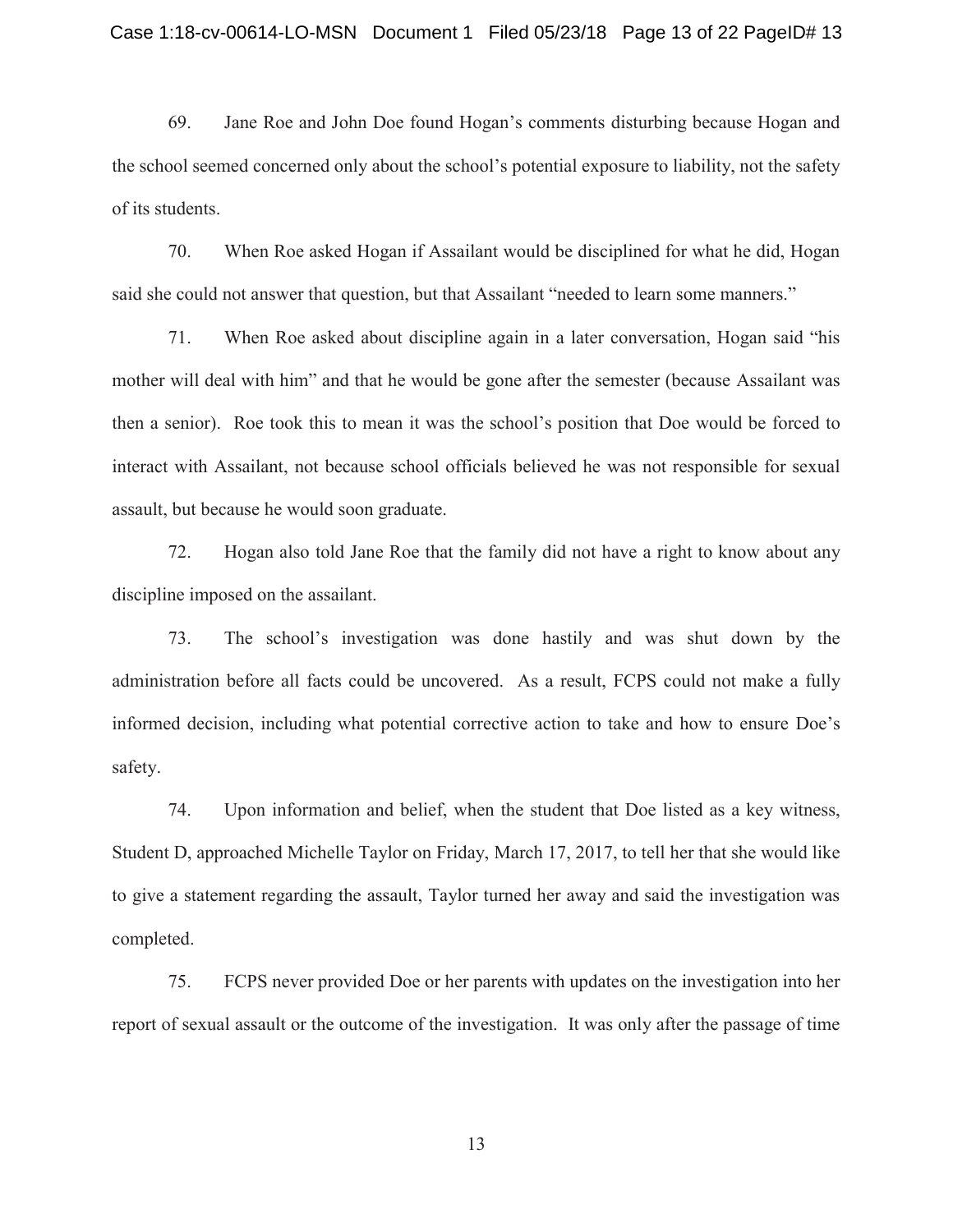69. Jane Roe and John Doe found Hogan's comments disturbing because Hogan and the school seemed concerned only about the school's potential exposure to liability, not the safety of its students.

70. When Roe asked Hogan if Assailant would be disciplined for what he did, Hogan said she could not answer that question, but that Assailant "needed to learn some manners."

71. When Roe asked about discipline again in a later conversation, Hogan said "his mother will deal with him" and that he would be gone after the semester (because Assailant was then a senior). Roe took this to mean it was the school's position that Doe would be forced to interact with Assailant, not because school officials believed he was not responsible for sexual assault, but because he would soon graduate.

72. Hogan also told Jane Roe that the family did not have a right to know about any discipline imposed on the assailant.

73. The school's investigation was done hastily and was shut down by the administration before all facts could be uncovered. As a result, FCPS could not make a fully informed decision, including what potential corrective action to take and how to ensure Doe's safety.

74. Upon information and belief, when the student that Doe listed as a key witness, Student D, approached Michelle Taylor on Friday, March 17, 2017, to tell her that she would like to give a statement regarding the assault, Taylor turned her away and said the investigation was completed.

75. FCPS never provided Doe or her parents with updates on the investigation into her report of sexual assault or the outcome of the investigation. It was only after the passage of time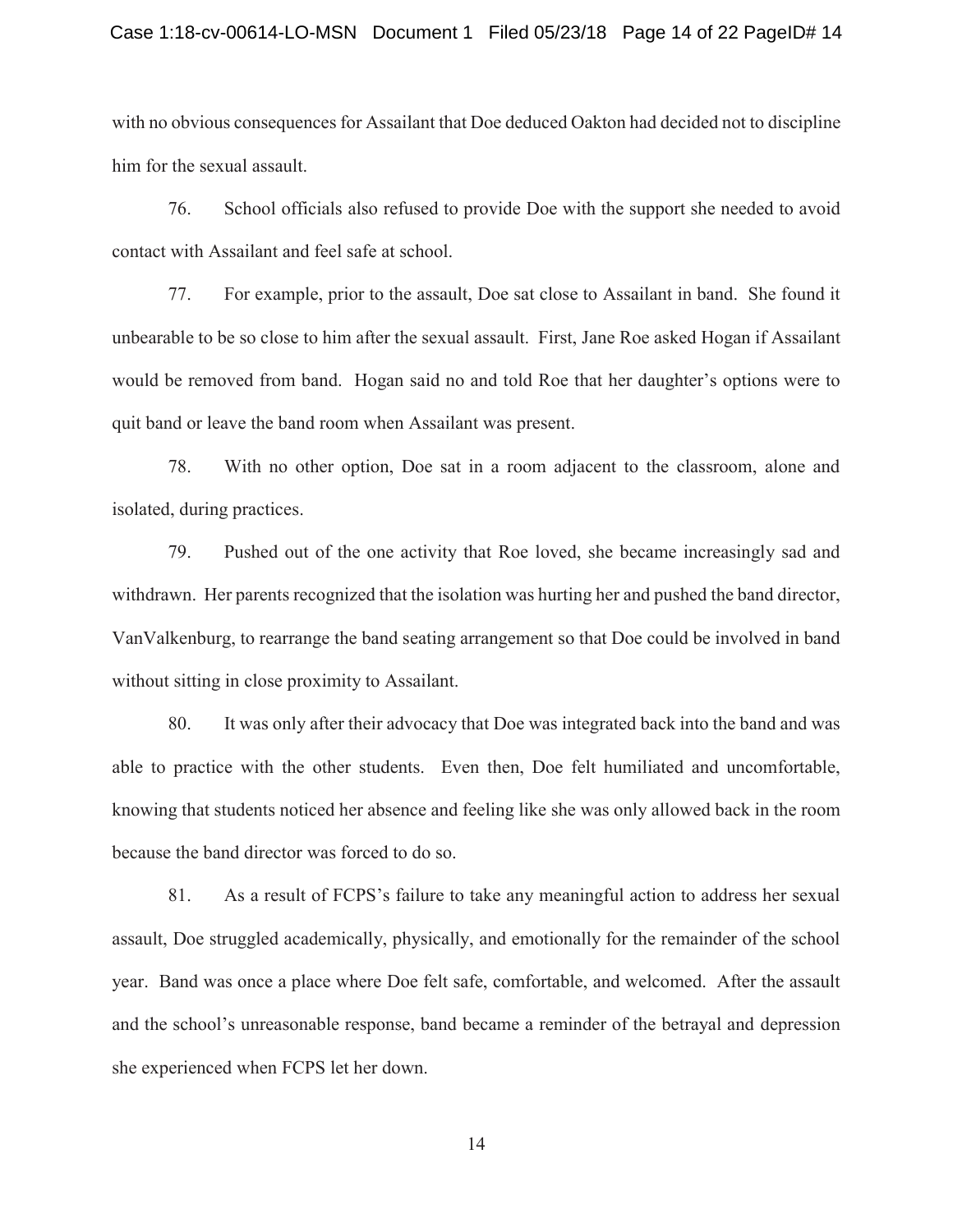with no obvious consequences for Assailant that Doe deduced Oakton had decided not to discipline him for the sexual assault.

76. School officials also refused to provide Doe with the support she needed to avoid contact with Assailant and feel safe at school.

77. For example, prior to the assault, Doe sat close to Assailant in band. She found it unbearable to be so close to him after the sexual assault. First, Jane Roe asked Hogan if Assailant would be removed from band. Hogan said no and told Roe that her daughter's options were to quit band or leave the band room when Assailant was present.

78. With no other option, Doe sat in a room adjacent to the classroom, alone and isolated, during practices.

79. Pushed out of the one activity that Roe loved, she became increasingly sad and withdrawn. Her parents recognized that the isolation was hurting her and pushed the band director, VanValkenburg, to rearrange the band seating arrangement so that Doe could be involved in band without sitting in close proximity to Assailant.

80. It was only after their advocacy that Doe was integrated back into the band and was able to practice with the other students. Even then, Doe felt humiliated and uncomfortable, knowing that students noticed her absence and feeling like she was only allowed back in the room because the band director was forced to do so.

81. As a result of FCPS's failure to take any meaningful action to address her sexual assault, Doe struggled academically, physically, and emotionally for the remainder of the school year. Band was once a place where Doe felt safe, comfortable, and welcomed. After the assault and the school's unreasonable response, band became a reminder of the betrayal and depression she experienced when FCPS let her down.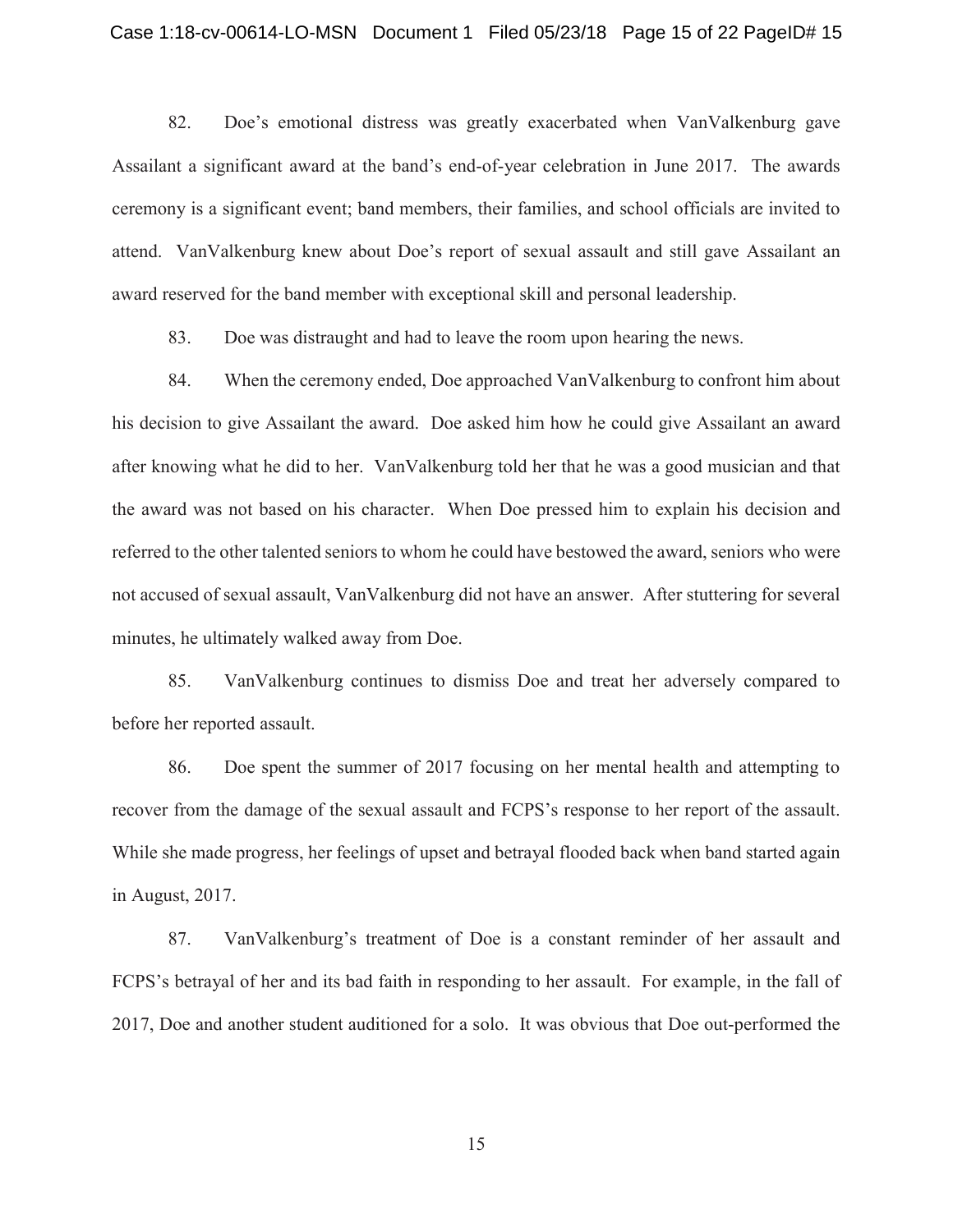82. Doe's emotional distress was greatly exacerbated when VanValkenburg gave Assailant a significant award at the band's end-of-year celebration in June 2017. The awards ceremony is a significant event; band members, their families, and school officials are invited to attend. VanValkenburg knew about Doe's report of sexual assault and still gave Assailant an award reserved for the band member with exceptional skill and personal leadership.

83. Doe was distraught and had to leave the room upon hearing the news.

84. When the ceremony ended, Doe approached VanValkenburg to confront him about his decision to give Assailant the award. Doe asked him how he could give Assailant an award after knowing what he did to her. VanValkenburg told her that he was a good musician and that the award was not based on his character. When Doe pressed him to explain his decision and referred to the other talented seniors to whom he could have bestowed the award, seniors who were not accused of sexual assault, VanValkenburg did not have an answer. After stuttering for several minutes, he ultimately walked away from Doe.

85. VanValkenburg continues to dismiss Doe and treat her adversely compared to before her reported assault.

86. Doe spent the summer of 2017 focusing on her mental health and attempting to recover from the damage of the sexual assault and FCPS's response to her report of the assault. While she made progress, her feelings of upset and betrayal flooded back when band started again in August, 2017.

87. VanValkenburg's treatment of Doe is a constant reminder of her assault and FCPS's betrayal of her and its bad faith in responding to her assault. For example, in the fall of 2017, Doe and another student auditioned for a solo. It was obvious that Doe out-performed the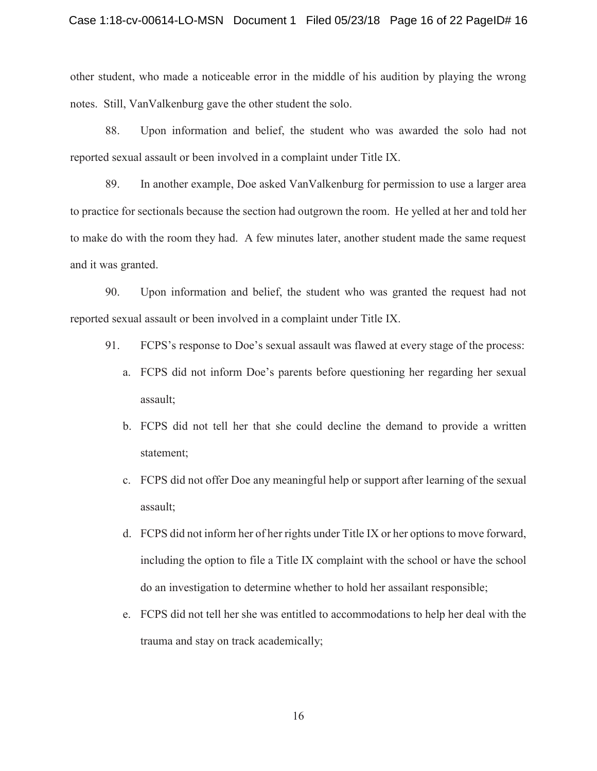other student, who made a noticeable error in the middle of his audition by playing the wrong notes. Still, VanValkenburg gave the other student the solo.

88. Upon information and belief, the student who was awarded the solo had not reported sexual assault or been involved in a complaint under Title IX.

89. In another example, Doe asked VanValkenburg for permission to use a larger area to practice for sectionals because the section had outgrown the room. He yelled at her and told her to make do with the room they had. A few minutes later, another student made the same request and it was granted.

90. Upon information and belief, the student who was granted the request had not reported sexual assault or been involved in a complaint under Title IX.

91. FCPS's response to Doe's sexual assault was flawed at every stage of the process:

a. FCPS did not inform Doe's parents before questioning her regarding her sexual assault;

b. FCPS did not tell her that she could decline the demand to provide a written statement;

c. FCPS did not offer Doe any meaningful help or support after learning of the sexual assault;

d. FCPS did not inform her of her rights under Title IX or her options to move forward, including the option to file a Title IX complaint with the school or have the school do an investigation to determine whether to hold her assailant responsible;

e. FCPS did not tell her she was entitled to accommodations to help her deal with the trauma and stay on track academically;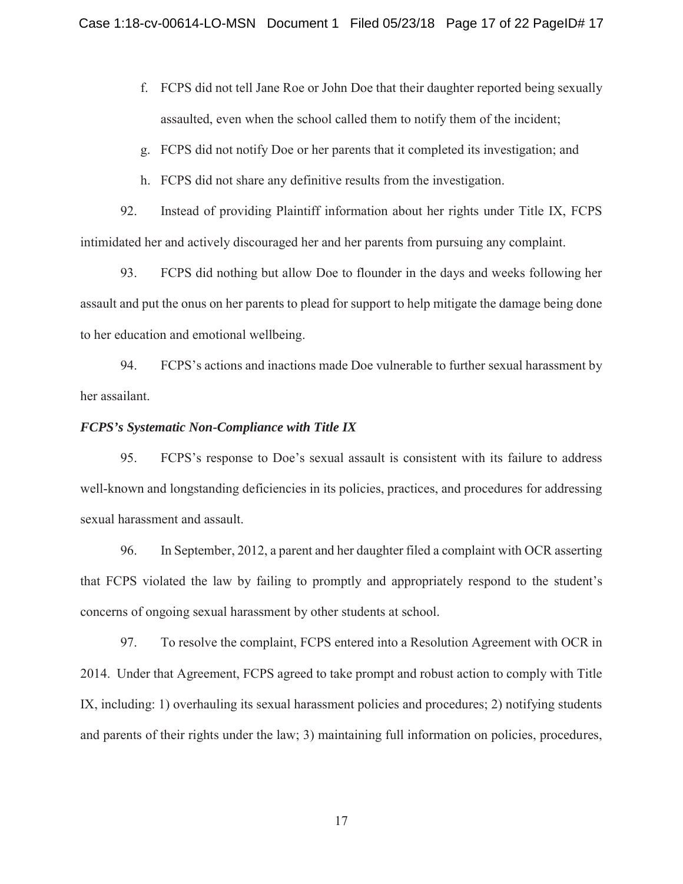f. FCPS did not tell Jane Roe or John Doe that their daughter reported being sexually assaulted, even when the school called them to notify them of the incident;

g. FCPS did not notify Doe or her parents that it completed its investigation; and

h. FCPS did not share any definitive results from the investigation.

92. Instead of providing Plaintiff information about her rights under Title IX, FCPS intimidated her and actively discouraged her and her parents from pursuing any complaint.

93. FCPS did nothing but allow Doe to flounder in the days and weeks following her assault and put the onus on her parents to plead for support to help mitigate the damage being done to her education and emotional wellbeing.

94. FCPS's actions and inactions made Doe vulnerable to further sexual harassment by her assailant.

***FCPS's Systematic Non-Compliance with Title IX***

95. FCPS's response to Doe's sexual assault is consistent with its failure to address well-known and longstanding deficiencies in its policies, practices, and procedures for addressing sexual harassment and assault.

96. In September, 2012, a parent and her daughter filed a complaint with OCR asserting that FCPS violated the law by failing to promptly and appropriately respond to the student's concerns of ongoing sexual harassment by other students at school.

97. To resolve the complaint, FCPS entered into a Resolution Agreement with OCR in 2014. Under that Agreement, FCPS agreed to take prompt and robust action to comply with Title IX, including: 1) overhauling its sexual harassment policies and procedures; 2) notifying students and parents of their rights under the law; 3) maintaining full information on policies, procedures,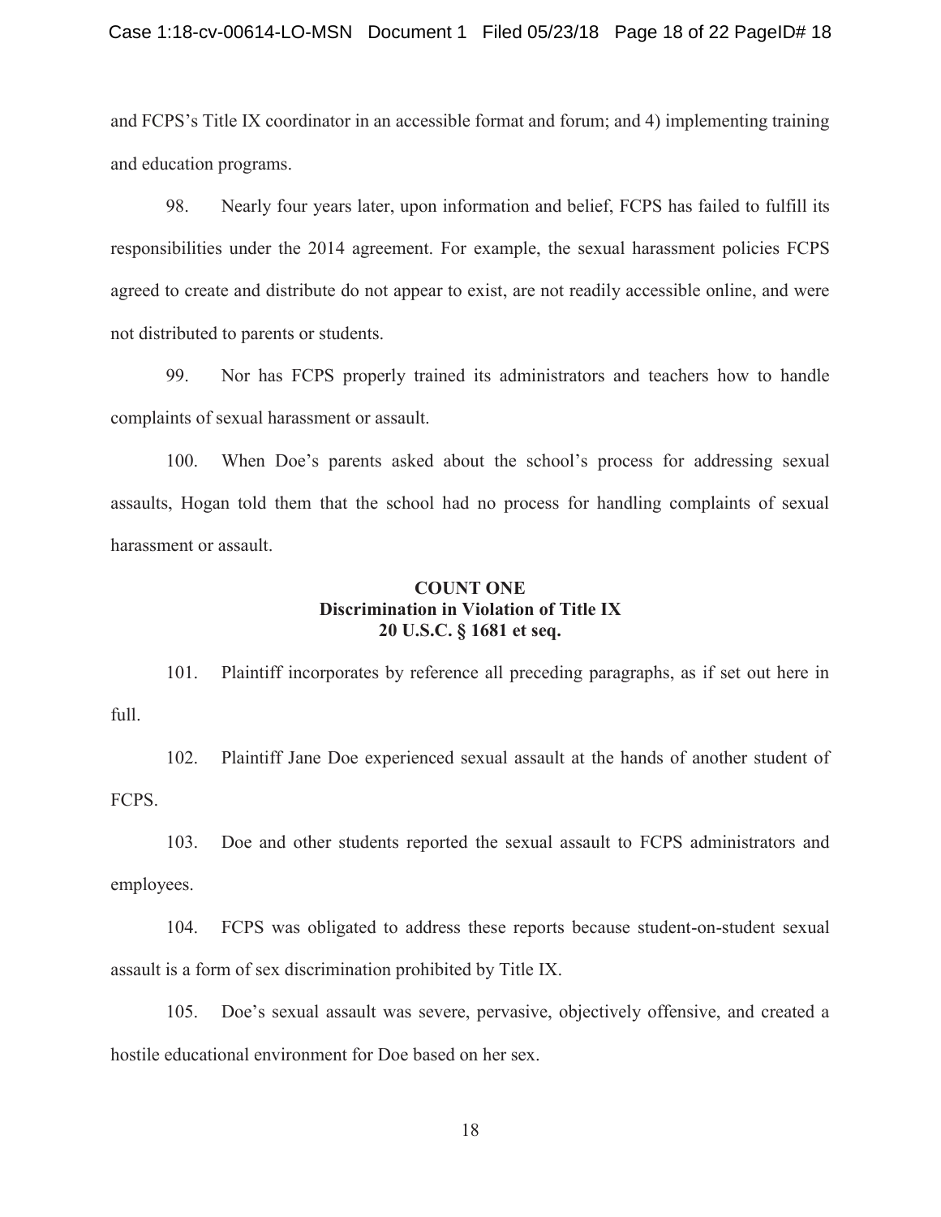and FCPS's Title IX coordinator in an accessible format and forum; and 4) implementing training and education programs.

98. Nearly four years later, upon information and belief, FCPS has failed to fulfill its responsibilities under the 2014 agreement. For example, the sexual harassment policies FCPS agreed to create and distribute do not appear to exist, are not readily accessible online, and were not distributed to parents or students.

99. Nor has FCPS properly trained its administrators and teachers how to handle complaints of sexual harassment or assault.

100. When Doe's parents asked about the school's process for addressing sexual assaults, Hogan told them that the school had no process for handling complaints of sexual harassment or assault.

**COUNT ONE**
**Discrimination in Violation of Title IX**
**20 U.S.C. § 1681 et seq.**

101. Plaintiff incorporates by reference all preceding paragraphs, as if set out here in full.

102. Plaintiff Jane Doe experienced sexual assault at the hands of another student of FCPS.

103. Doe and other students reported the sexual assault to FCPS administrators and employees.

104. FCPS was obligated to address these reports because student-on-student sexual assault is a form of sex discrimination prohibited by Title IX.

105. Doe's sexual assault was severe, pervasive, objectively offensive, and created a hostile educational environment for Doe based on her sex.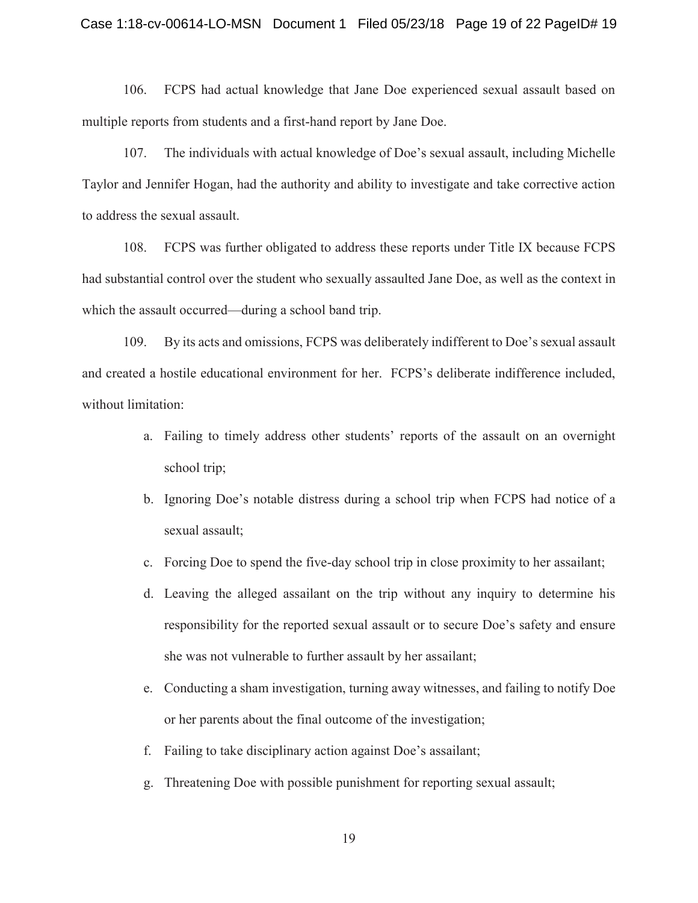106. FCPS had actual knowledge that Jane Doe experienced sexual assault based on multiple reports from students and a first-hand report by Jane Doe.

107. The individuals with actual knowledge of Doe's sexual assault, including Michelle Taylor and Jennifer Hogan, had the authority and ability to investigate and take corrective action to address the sexual assault.

108. FCPS was further obligated to address these reports under Title IX because FCPS had substantial control over the student who sexually assaulted Jane Doe, as well as the context in which the assault occurred—during a school band trip.

109. By its acts and omissions, FCPS was deliberately indifferent to Doe's sexual assault and created a hostile educational environment for her. FCPS's deliberate indifference included, without limitation:

a. Failing to timely address other students' reports of the assault on an overnight school trip;

b. Ignoring Doe's notable distress during a school trip when FCPS had notice of a sexual assault;

c. Forcing Doe to spend the five-day school trip in close proximity to her assailant;

d. Leaving the alleged assailant on the trip without any inquiry to determine his responsibility for the reported sexual assault or to secure Doe's safety and ensure she was not vulnerable to further assault by her assailant;

e. Conducting a sham investigation, turning away witnesses, and failing to notify Doe or her parents about the final outcome of the investigation;

f. Failing to take disciplinary action against Doe's assailant;

g. Threatening Doe with possible punishment for reporting sexual assault;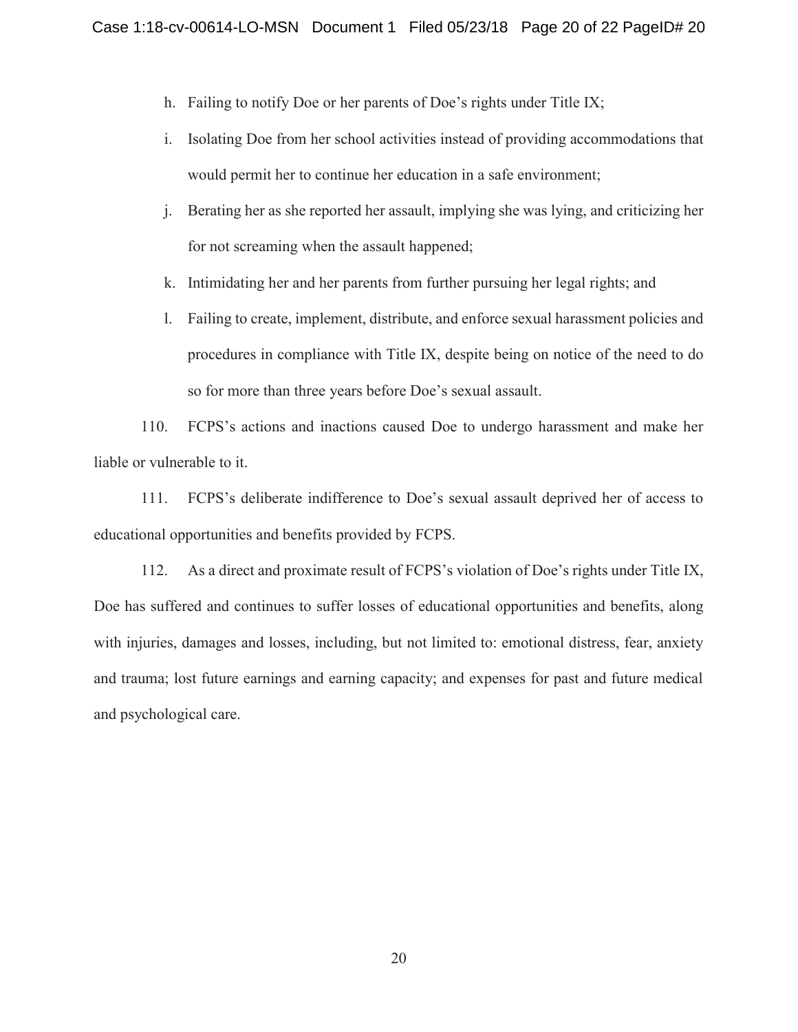h. Failing to notify Doe or her parents of Doe's rights under Title IX;

i. Isolating Doe from her school activities instead of providing accommodations that would permit her to continue her education in a safe environment;

j. Berating her as she reported her assault, implying she was lying, and criticizing her for not screaming when the assault happened;

k. Intimidating her and her parents from further pursuing her legal rights; and

l. Failing to create, implement, distribute, and enforce sexual harassment policies and procedures in compliance with Title IX, despite being on notice of the need to do so for more than three years before Doe's sexual assault.

110. FCPS's actions and inactions caused Doe to undergo harassment and make her liable or vulnerable to it.

111. FCPS's deliberate indifference to Doe's sexual assault deprived her of access to educational opportunities and benefits provided by FCPS.

112. As a direct and proximate result of FCPS's violation of Doe's rights under Title IX, Doe has suffered and continues to suffer losses of educational opportunities and benefits, along with injuries, damages and losses, including, but not limited to: emotional distress, fear, anxiety and trauma; lost future earnings and earning capacity; and expenses for past and future medical and psychological care.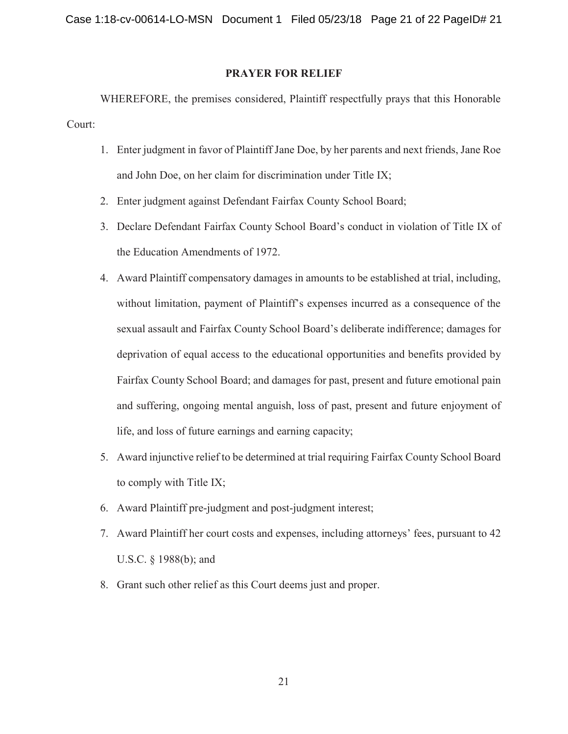## PRAYER FOR RELIEF

WHEREFORE, the premises considered, Plaintiff respectfully prays that this Honorable Court:

1. Enter judgment in favor of Plaintiff Jane Doe, by her parents and next friends, Jane Roe and John Doe, on her claim for discrimination under Title IX;
2. Enter judgment against Defendant Fairfax County School Board;
3. Declare Defendant Fairfax County School Board's conduct in violation of Title IX of the Education Amendments of 1972.
4. Award Plaintiff compensatory damages in amounts to be established at trial, including, without limitation, payment of Plaintiff's expenses incurred as a consequence of the sexual assault and Fairfax County School Board's deliberate indifference; damages for deprivation of equal access to the educational opportunities and benefits provided by Fairfax County School Board; and damages for past, present and future emotional pain and suffering, ongoing mental anguish, loss of past, present and future enjoyment of life, and loss of future earnings and earning capacity;
5. Award injunctive relief to be determined at trial requiring Fairfax County School Board to comply with Title IX;
6. Award Plaintiff pre-judgment and post-judgment interest;
7. Award Plaintiff her court costs and expenses, including attorneys' fees, pursuant to 42 U.S.C. § 1988(b); and
8. Grant such other relief as this Court deems just and proper.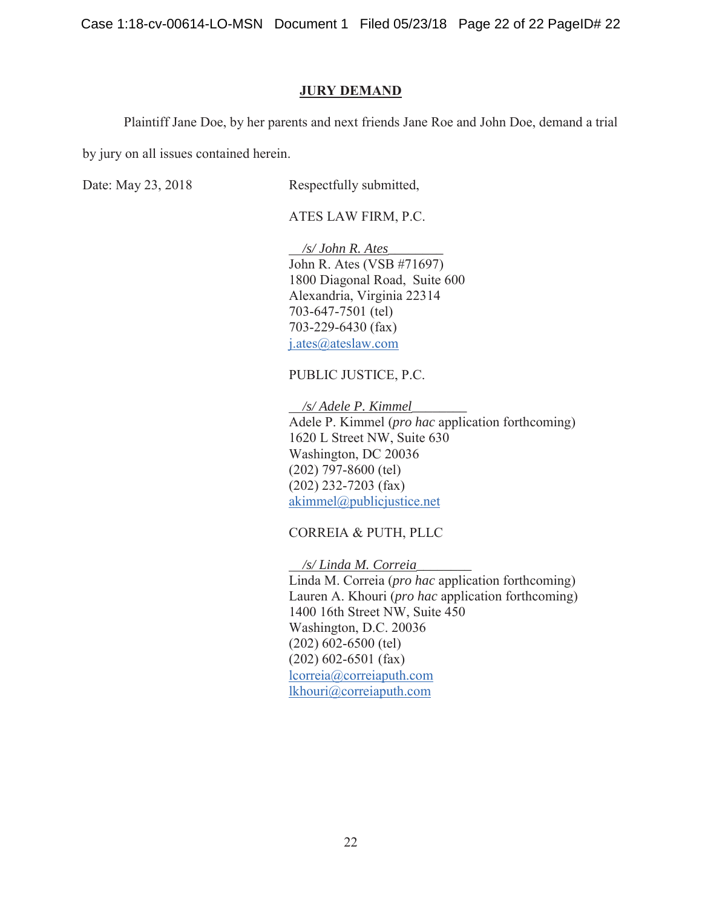## JURY DEMAND

Plaintiff Jane Doe, by her parents and next friends Jane Roe and John Doe, demand a trial by jury on all issues contained herein.

Date: May 23, 2018

Respectfully submitted,

ATES LAW FIRM, P.C.

*/s/ John R. Ates*
John R. Ates (VSB #71697)
1800 Diagonal Road, Suite 600
Alexandria, Virginia 22314
703-647-7501 (tel)
703-229-6430 (fax)
j.ates@ateslaw.com

PUBLIC JUSTICE, P.C.

*/s/ Adele P. Kimmel*
Adele P. Kimmel (*pro hac* application forthcoming)
1620 L Street NW, Suite 630
Washington, DC 20036
(202) 797-8600 (tel)
(202) 232-7203 (fax)
akimmel@publicjustice.net

CORREIA & PUTH, PLLC

*/s/ Linda M. Correia*
Linda M. Correia (*pro hac* application forthcoming)
Lauren A. Khouri (*pro hac* application forthcoming)
1400 16th Street NW, Suite 450
Washington, D.C. 20036
(202) 602-6500 (tel)
(202) 602-6501 (fax)
lcorreia@correiaputh.com
lkhouri@correiaputh.com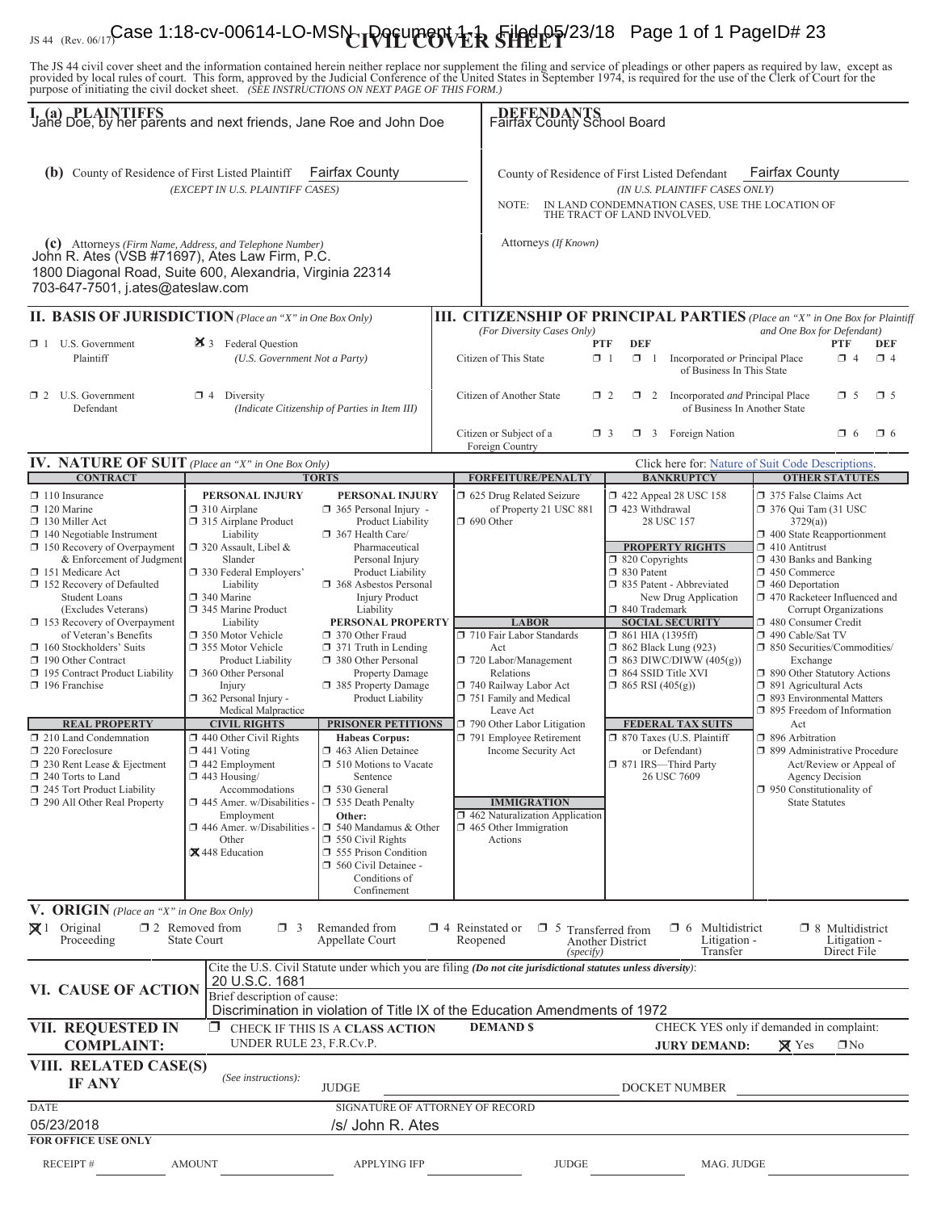JS 44 (Rev. 06/17)

# CIVIL COVER SHEET

The JS 44 civil cover sheet and the information contained herein neither replace nor supplement the filing and service of pleadings or other papers as required by law, except as provided by local rules of court. This form, approved by the Judicial Conference of the United States in September 1974, is required for the use of the Clerk of Court for the purpose of initiating the civil docket sheet. *(SEE INSTRUCTIONS ON NEXT PAGE OF THIS FORM.)*

## I. (a) PLAINTIFFS

Jane Doe, by her parents and next friends, Jane Roe and John Doe

## DEFENDANTS

Fairfax County School Board

**(b)** County of Residence of First Listed Plaintiff: Fairfax County
*(EXCEPT IN U.S. PLAINTIFF CASES)*

County of Residence of First Listed Defendant: Fairfax County
*(IN U.S. PLAINTIFF CASES ONLY)*
NOTE: IN LAND CONDEMNATION CASES, USE THE LOCATION OF THE TRACT OF LAND INVOLVED.

**(c)** Attorneys *(Firm Name, Address, and Telephone Number)*
John R. Ates (VSB #71697), Ates Law Firm, P.C.
1800 Diagonal Road, Suite 600, Alexandria, Virginia 22314
703-647-7501, j.ates@ateslaw.com

Attorneys *(If Known)*

## II. BASIS OF JURISDICTION *(Place an "X" in One Box Only)*

- ☐ 1 U.S. Government Plaintiff
- ☒ 3 Federal Question *(U.S. Government Not a Party)*
- ☐ 2 U.S. Government Defendant
- ☐ 4 Diversity *(Indicate Citizenship of Parties in Item III)*

## III. CITIZENSHIP OF PRINCIPAL PARTIES *(Place an "X" in One Box for Plaintiff and One Box for Defendant)*

*(For Diversity Cases Only)*

| | PTF | DEF | | PTF | DEF |
|---|---|---|---|---|---|
| Citizen of This State | ☐ 1 | ☐ 1 | Incorporated *or* Principal Place of Business In This State | ☐ 4 | ☐ 4 |
| Citizen of Another State | ☐ 2 | ☐ 2 | Incorporated *and* Principal Place of Business In Another State | ☐ 5 | ☐ 5 |
| Citizen or Subject of a Foreign Country | ☐ 3 | ☐ 3 | Foreign Nation | ☐ 6 | ☐ 6 |

## IV. NATURE OF SUIT *(Place an "X" in One Box Only)*

Click here for: Nature of Suit Code Descriptions.

**CONTRACT**
- ☐ 110 Insurance
- ☐ 120 Marine
- ☐ 130 Miller Act
- ☐ 140 Negotiable Instrument
- ☐ 150 Recovery of Overpayment & Enforcement of Judgment
- ☐ 151 Medicare Act
- ☐ 152 Recovery of Defaulted Student Loans (Excludes Veterans)
- ☐ 153 Recovery of Overpayment of Veteran's Benefits
- ☐ 160 Stockholders' Suits
- ☐ 190 Other Contract
- ☐ 195 Contract Product Liability
- ☐ 196 Franchise

**REAL PROPERTY**
- ☐ 210 Land Condemnation
- ☐ 220 Foreclosure
- ☐ 230 Rent Lease & Ejectment
- ☐ 240 Torts to Land
- ☐ 245 Tort Product Liability
- ☐ 290 All Other Real Property

**TORTS — PERSONAL INJURY**
- ☐ 310 Airplane
- ☐ 315 Airplane Product Liability
- ☐ 320 Assault, Libel & Slander
- ☐ 330 Federal Employers' Liability
- ☐ 340 Marine
- ☐ 345 Marine Product Liability
- ☐ 350 Motor Vehicle
- ☐ 355 Motor Vehicle Product Liability
- ☐ 360 Other Personal Injury
- ☐ 362 Personal Injury - Medical Malpractice

**PERSONAL INJURY**
- ☐ 365 Personal Injury - Product Liability
- ☐ 367 Health Care/ Pharmaceutical Personal Injury Product Liability
- ☐ 368 Asbestos Personal Injury Product Liability

**PERSONAL PROPERTY**
- ☐ 370 Other Fraud
- ☐ 371 Truth in Lending
- ☐ 380 Other Personal Property Damage
- ☐ 385 Property Damage Product Liability

**CIVIL RIGHTS**
- ☐ 440 Other Civil Rights
- ☐ 441 Voting
- ☐ 442 Employment
- ☐ 443 Housing/ Accommodations
- ☐ 445 Amer. w/Disabilities - Employment
- ☐ 446 Amer. w/Disabilities - Other
- ☒ 448 Education

**PRISONER PETITIONS**
- **Habeas Corpus:**
- ☐ 463 Alien Detainee
- ☐ 510 Motions to Vacate Sentence
- ☐ 530 General
- ☐ 535 Death Penalty
- **Other:**
- ☐ 540 Mandamus & Other
- ☐ 550 Civil Rights
- ☐ 555 Prison Condition
- ☐ 560 Civil Detainee - Conditions of Confinement

**FORFEITURE/PENALTY**
- ☐ 625 Drug Related Seizure of Property 21 USC 881
- ☐ 690 Other

**LABOR**
- ☐ 710 Fair Labor Standards Act
- ☐ 720 Labor/Management Relations
- ☐ 740 Railway Labor Act
- ☐ 751 Family and Medical Leave Act
- ☐ 790 Other Labor Litigation
- ☐ 791 Employee Retirement Income Security Act

**IMMIGRATION**
- ☐ 462 Naturalization Application
- ☐ 465 Other Immigration Actions

**BANKRUPTCY**
- ☐ 422 Appeal 28 USC 158
- ☐ 423 Withdrawal 28 USC 157

**PROPERTY RIGHTS**
- ☐ 820 Copyrights
- ☐ 830 Patent
- ☐ 835 Patent - Abbreviated New Drug Application
- ☐ 840 Trademark

**SOCIAL SECURITY**
- ☐ 861 HIA (1395ff)
- ☐ 862 Black Lung (923)
- ☐ 863 DIWC/DIWW (405(g))
- ☐ 864 SSID Title XVI
- ☐ 865 RSI (405(g))

**FEDERAL TAX SUITS**
- ☐ 870 Taxes (U.S. Plaintiff or Defendant)
- ☐ 871 IRS—Third Party 26 USC 7609

**OTHER STATUTES**
- ☐ 375 False Claims Act
- ☐ 376 Qui Tam (31 USC 3729(a))
- ☐ 400 State Reapportionment
- ☐ 410 Antitrust
- ☐ 430 Banks and Banking
- ☐ 450 Commerce
- ☐ 460 Deportation
- ☐ 470 Racketeer Influenced and Corrupt Organizations
- ☐ 480 Consumer Credit
- ☐ 490 Cable/Sat TV
- ☐ 850 Securities/Commodities/ Exchange
- ☐ 890 Other Statutory Actions
- ☐ 891 Agricultural Acts
- ☐ 893 Environmental Matters
- ☐ 895 Freedom of Information Act
- ☐ 896 Arbitration
- ☐ 899 Administrative Procedure Act/Review or Appeal of Agency Decision
- ☐ 950 Constitutionality of State Statutes

## V. ORIGIN *(Place an "X" in One Box Only)*

- ☒ 1 Original Proceeding
- ☐ 2 Removed from State Court
- ☐ 3 Remanded from Appellate Court
- ☐ 4 Reinstated or Reopened
- ☐ 5 Transferred from Another District *(specify)*
- ☐ 6 Multidistrict Litigation - Transfer
- ☐ 8 Multidistrict Litigation - Direct File

## VI. CAUSE OF ACTION

Cite the U.S. Civil Statute under which you are filing *(Do not cite jurisdictional statutes unless diversity)*:
20 U.S.C. 1681

Brief description of cause:
Discrimination in violation of Title IX of the Education Amendments of 1972

## VII. REQUESTED IN COMPLAINT:

☐ CHECK IF THIS IS A **CLASS ACTION** UNDER RULE 23, F.R.Cv.P.

**DEMAND $**

CHECK YES only if demanded in complaint:
**JURY DEMAND:** ☒ Yes ☐ No

## VIII. RELATED CASE(S) IF ANY

*(See instructions):* JUDGE ______ DOCKET NUMBER ______

DATE: 05/23/2018

SIGNATURE OF ATTORNEY OF RECORD: /s/ John R. Ates

**FOR OFFICE USE ONLY**

RECEIPT # ______ AMOUNT ______ APPLYING IFP ______ JUDGE ______ MAG. JUDGE ______